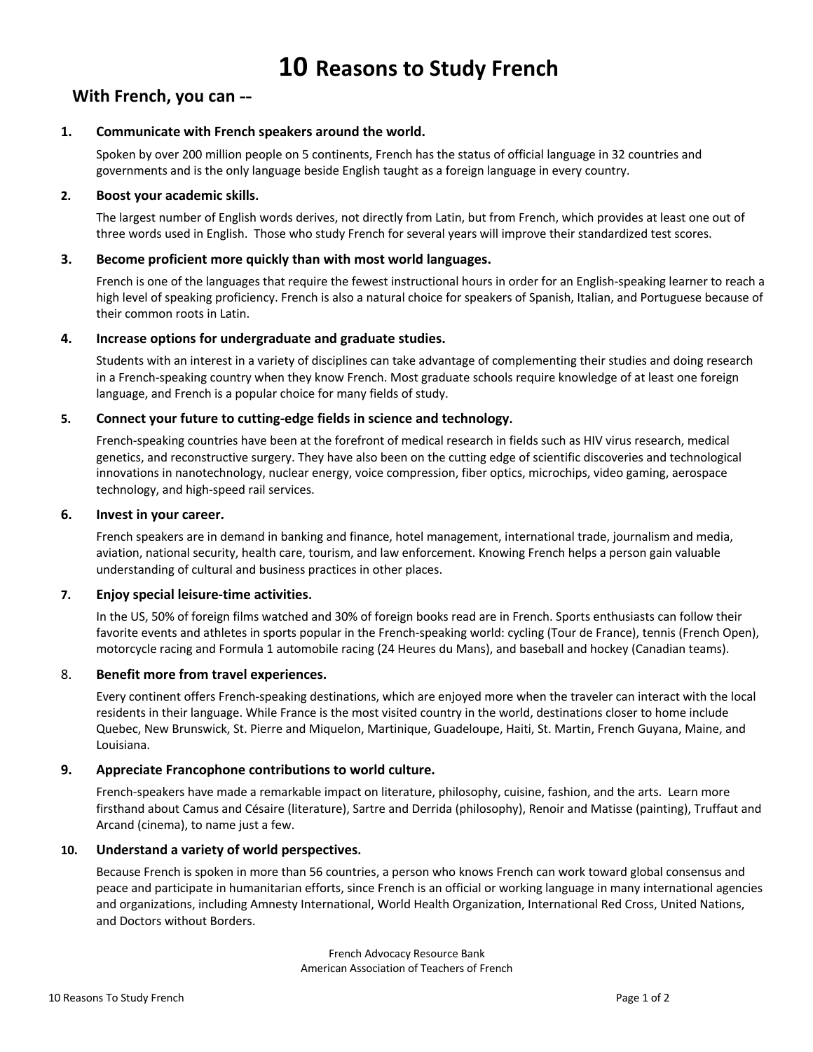# 10 Reasons to Study French

## With French, you can --

1. **Communicate with French speakers around the world.**

   Spoken by over 200 million people on 5 continents, French has the status of official language in 32 countries and governments and is the only language beside English taught as a foreign language in every country.

2. **Boost your academic skills.**

   The largest number of English words derives, not directly from Latin, but from French, which provides at least one out of three words used in English. Those who study French for several years will improve their standardized test scores.

3. **Become proficient more quickly than with most world languages.**

   French is one of the languages that require the fewest instructional hours in order for an English-speaking learner to reach a high level of speaking proficiency. French is also a natural choice for speakers of Spanish, Italian, and Portuguese because of their common roots in Latin.

4. **Increase options for undergraduate and graduate studies.**

   Students with an interest in a variety of disciplines can take advantage of complementing their studies and doing research in a French-speaking country when they know French. Most graduate schools require knowledge of at least one foreign language, and French is a popular choice for many fields of study.

5. **Connect your future to cutting-edge fields in science and technology.**

   French-speaking countries have been at the forefront of medical research in fields such as HIV virus research, medical genetics, and reconstructive surgery. They have also been on the cutting edge of scientific discoveries and technological innovations in nanotechnology, nuclear energy, voice compression, fiber optics, microchips, video gaming, aerospace technology, and high-speed rail services.

6. **Invest in your career.**

   French speakers are in demand in banking and finance, hotel management, international trade, journalism and media, aviation, national security, health care, tourism, and law enforcement. Knowing French helps a person gain valuable understanding of cultural and business practices in other places.

7. **Enjoy special leisure-time activities.**

   In the US, 50% of foreign films watched and 30% of foreign books read are in French. Sports enthusiasts can follow their favorite events and athletes in sports popular in the French-speaking world: cycling (Tour de France), tennis (French Open), motorcycle racing and Formula 1 automobile racing (24 Heures du Mans), and baseball and hockey (Canadian teams).

8. **Benefit more from travel experiences.**

   Every continent offers French-speaking destinations, which are enjoyed more when the traveler can interact with the local residents in their language. While France is the most visited country in the world, destinations closer to home include Quebec, New Brunswick, St. Pierre and Miquelon, Martinique, Guadeloupe, Haiti, St. Martin, French Guyana, Maine, and Louisiana.

9. **Appreciate Francophone contributions to world culture.**

   French-speakers have made a remarkable impact on literature, philosophy, cuisine, fashion, and the arts. Learn more firsthand about Camus and Césaire (literature), Sartre and Derrida (philosophy), Renoir and Matisse (painting), Truffaut and Arcand (cinema), to name just a few.

10. **Understand a variety of world perspectives.**

    Because French is spoken in more than 56 countries, a person who knows French can work toward global consensus and peace and participate in humanitarian efforts, since French is an official or working language in many international agencies and organizations, including Amnesty International, World Health Organization, International Red Cross, United Nations, and Doctors without Borders.

French Advocacy Resource Bank
American Association of Teachers of French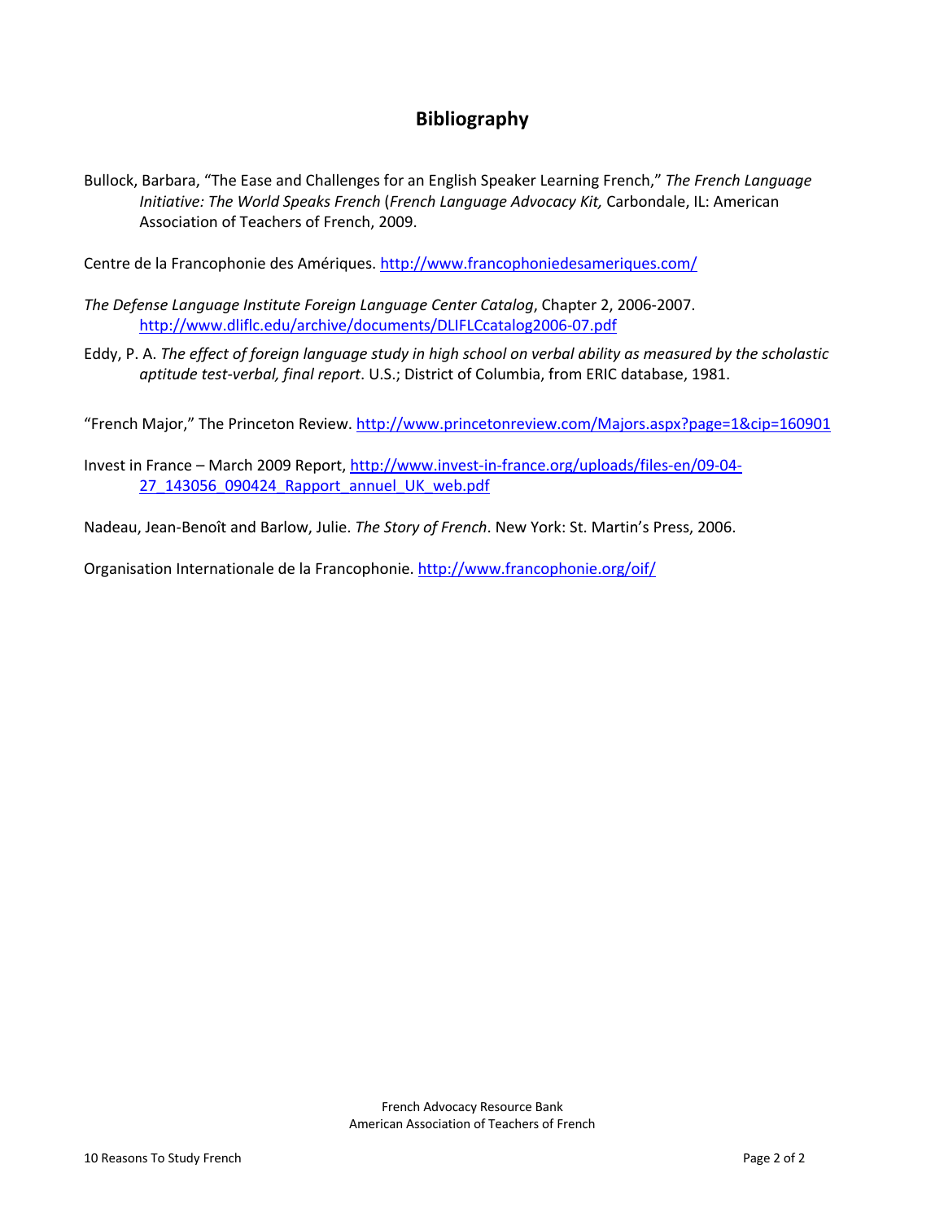# Bibliography

Bullock, Barbara, "The Ease and Challenges for an English Speaker Learning French," *The French Language Initiative: The World Speaks French* (*French Language Advocacy Kit,* Carbondale, IL: American Association of Teachers of French, 2009.

Centre de la Francophonie des Amériques. http://www.francophoniedesameriques.com/

*The Defense Language Institute Foreign Language Center Catalog*, Chapter 2, 2006-2007. http://www.dliflc.edu/archive/documents/DLIFLCcatalog2006-07.pdf

Eddy, P. A. *The effect of foreign language study in high school on verbal ability as measured by the scholastic aptitude test-verbal, final report*. U.S.; District of Columbia, from ERIC database, 1981.

"French Major," The Princeton Review. http://www.princetonreview.com/Majors.aspx?page=1&cip=160901

Invest in France – March 2009 Report, http://www.invest-in-france.org/uploads/files-en/09-04-27_143056_090424_Rapport_annuel_UK_web.pdf

Nadeau, Jean-Benoît and Barlow, Julie. *The Story of French*. New York: St. Martin's Press, 2006.

Organisation Internationale de la Francophonie. http://www.francophonie.org/oif/

French Advocacy Resource Bank
American Association of Teachers of French